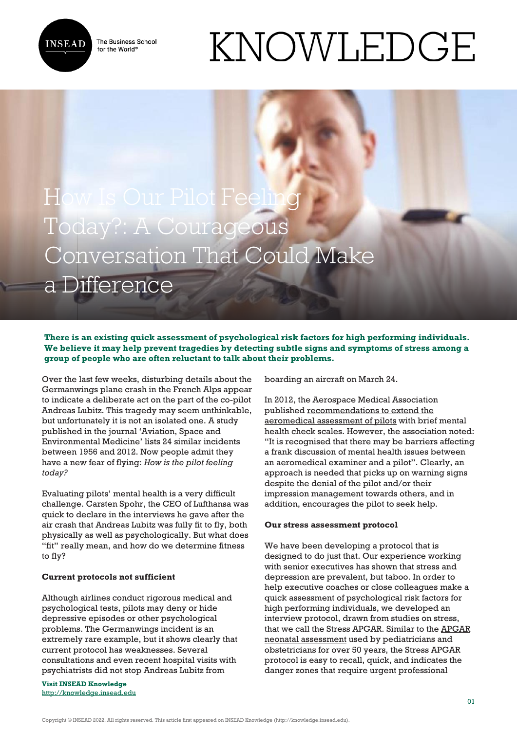# How Is Our Pilot Feeling Today?: A Courageous Conversation That Could Make a Difference

**There is an existing quick assessment of psychological risk factors for high performing individuals. We believe it may help prevent tragedies by detecting subtle signs and symptoms of stress among a group of people who are often reluctant to talk about their problems.**

Over the last few weeks, disturbing details about the Germanwings plane crash in the French Alps appear to indicate a deliberate act on the part of the co-pilot Andreas Lubitz. This tragedy may seem unthinkable, but unfortunately it is not an isolated one. A study published in the journal 'Aviation, Space and Environmental Medicine' lists 24 similar incidents between 1956 and 2012. Now people admit they have a new fear of flying: *How is the pilot feeling today?*

Evaluating pilots' mental health is a very difficult challenge. Carsten Spohr, the CEO of Lufthansa was quick to declare in the interviews he gave after the air crash that Andreas Lubitz was fully fit to fly, both physically as well as psychologically. But what does "fit" really mean, and how do we determine fitness to fly?

**Current protocols not sufficient**

Although airlines conduct rigorous medical and psychological tests, pilots may deny or hide depressive episodes or other psychological problems. The Germanwings incident is an extremely rare example, but it shows clearly that current protocol has weaknesses. Several consultations and even recent hospital visits with psychiatrists did not stop Andreas Lubitz from boarding an aircraft on March 24.

In 2012, the Aerospace Medical Association published recommendations to extend the aeromedical assessment of pilots with brief mental health check scales. However, the association noted: "It is recognised that there may be barriers affecting a frank discussion of mental health issues between an aeromedical examiner and a pilot". Clearly, an approach is needed that picks up on warning signs despite the denial of the pilot and/or their impression management towards others, and in addition, encourages the pilot to seek help.

**Our stress assessment protocol**

We have been developing a protocol that is designed to do just that. Our experience working with senior executives has shown that stress and depression are prevalent, but taboo. In order to help executive coaches or close colleagues make a quick assessment of psychological risk factors for high performing individuals, we developed an interview protocol, drawn from studies on stress, that we call the Stress APGAR. Similar to the APGAR neonatal assessment used by pediatricians and obstetricians for over 50 years, the Stress APGAR protocol is easy to recall, quick, and indicates the danger zones that require urgent professional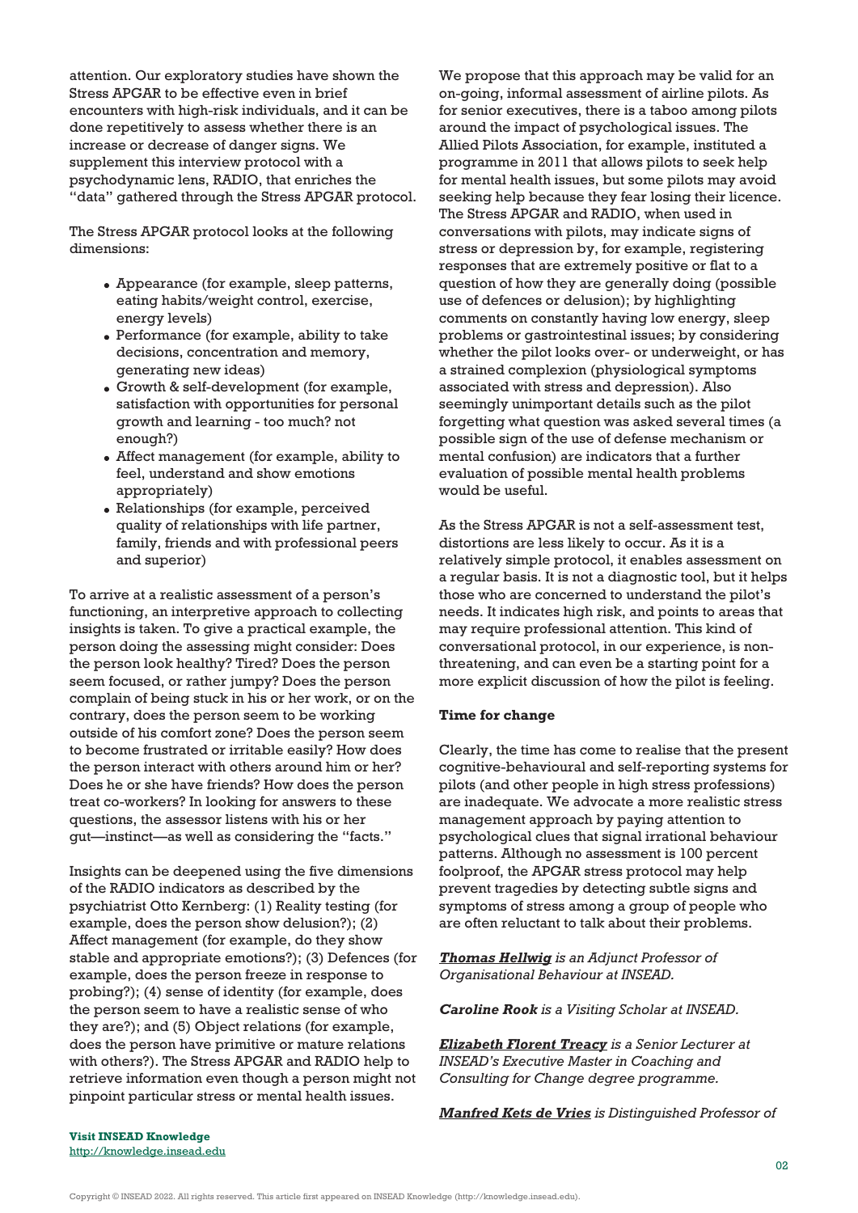attention. Our exploratory studies have shown the Stress APGAR to be effective even in brief encounters with high-risk individuals, and it can be done repetitively to assess whether there is an increase or decrease of danger signs. We supplement this interview protocol with a psychodynamic lens, RADIO, that enriches the "data" gathered through the Stress APGAR protocol.

The Stress APGAR protocol looks at the following dimensions:

- Appearance (for example, sleep patterns, eating habits/weight control, exercise, energy levels)
- Performance (for example, ability to take decisions, concentration and memory, generating new ideas)
- Growth & self-development (for example, satisfaction with opportunities for personal growth and learning - too much? not enough?)
- Affect management (for example, ability to feel, understand and show emotions appropriately)
- Relationships (for example, perceived quality of relationships with life partner, family, friends and with professional peers and superior)

To arrive at a realistic assessment of a person's functioning, an interpretive approach to collecting insights is taken. To give a practical example, the person doing the assessing might consider: Does the person look healthy? Tired? Does the person seem focused, or rather jumpy? Does the person complain of being stuck in his or her work, or on the contrary, does the person seem to be working outside of his comfort zone? Does the person seem to become frustrated or irritable easily? How does the person interact with others around him or her? Does he or she have friends? How does the person treat co-workers? In looking for answers to these questions, the assessor listens with his or her gut—instinct—as well as considering the "facts."

Insights can be deepened using the five dimensions of the RADIO indicators as described by the psychiatrist Otto Kernberg: (1) Reality testing (for example, does the person show delusion?); (2) Affect management (for example, do they show stable and appropriate emotions?); (3) Defences (for example, does the person freeze in response to probing?); (4) sense of identity (for example, does the person seem to have a realistic sense of who they are?); and (5) Object relations (for example, does the person have primitive or mature relations with others?). The Stress APGAR and RADIO help to retrieve information even though a person might not pinpoint particular stress or mental health issues.

We propose that this approach may be valid for an on-going, informal assessment of airline pilots. As for senior executives, there is a taboo among pilots around the impact of psychological issues. The Allied Pilots Association, for example, instituted a programme in 2011 that allows pilots to seek help for mental health issues, but some pilots may avoid seeking help because they fear losing their licence. The Stress APGAR and RADIO, when used in conversations with pilots, may indicate signs of stress or depression by, for example, registering responses that are extremely positive or flat to a question of how they are generally doing (possible use of defences or delusion); by highlighting comments on constantly having low energy, sleep problems or gastrointestinal issues; by considering whether the pilot looks over- or underweight, or has a strained complexion (physiological symptoms associated with stress and depression). Also seemingly unimportant details such as the pilot forgetting what question was asked several times (a possible sign of the use of defense mechanism or mental confusion) are indicators that a further evaluation of possible mental health problems would be useful.

As the Stress APGAR is not a self-assessment test, distortions are less likely to occur. As it is a relatively simple protocol, it enables assessment on a regular basis. It is not a diagnostic tool, but it helps those who are concerned to understand the pilot's needs. It indicates high risk, and points to areas that may require professional attention. This kind of conversational protocol, in our experience, is non-threatening, and can even be a starting point for a more explicit discussion of how the pilot is feeling.

**Time for change**

Clearly, the time has come to realise that the present cognitive-behavioural and self-reporting systems for pilots (and other people in high stress professions) are inadequate. We advocate a more realistic stress management approach by paying attention to psychological clues that signal irrational behaviour patterns. Although no assessment is 100 percent foolproof, the APGAR stress protocol may help prevent tragedies by detecting subtle signs and symptoms of stress among a group of people who are often reluctant to talk about their problems.

***Thomas Hellwig*** *is an Adjunct Professor of Organisational Behaviour at INSEAD.*

***Caroline Rook*** *is a Visiting Scholar at INSEAD.*

***Elizabeth Florent Treacy*** *is a Senior Lecturer at INSEAD's Executive Master in Coaching and Consulting for Change degree programme.*

***Manfred Kets de Vries*** *is Distinguished Professor of*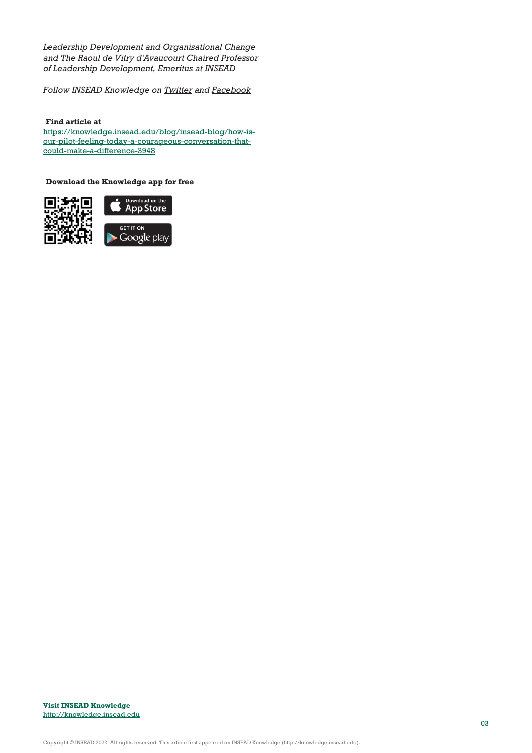*Leadership Development and Organisational Change and The Raoul de Vitry d'Avaucourt Chaired Professor of Leadership Development, Emeritus at INSEAD*

*Follow INSEAD Knowledge on Twitter and Facebook*

**Find article at**
https://knowledge.insead.edu/blog/insead-blog/how-is-our-pilot-feeling-today-a-courageous-conversation-that-could-make-a-difference-3948

**Download the Knowledge app for free**

**Visit INSEAD Knowledge**
http://knowledge.insead.edu

Copyright © INSEAD 2022. All rights reserved. This article first appeared on INSEAD Knowledge (http://knowledge.insead.edu).